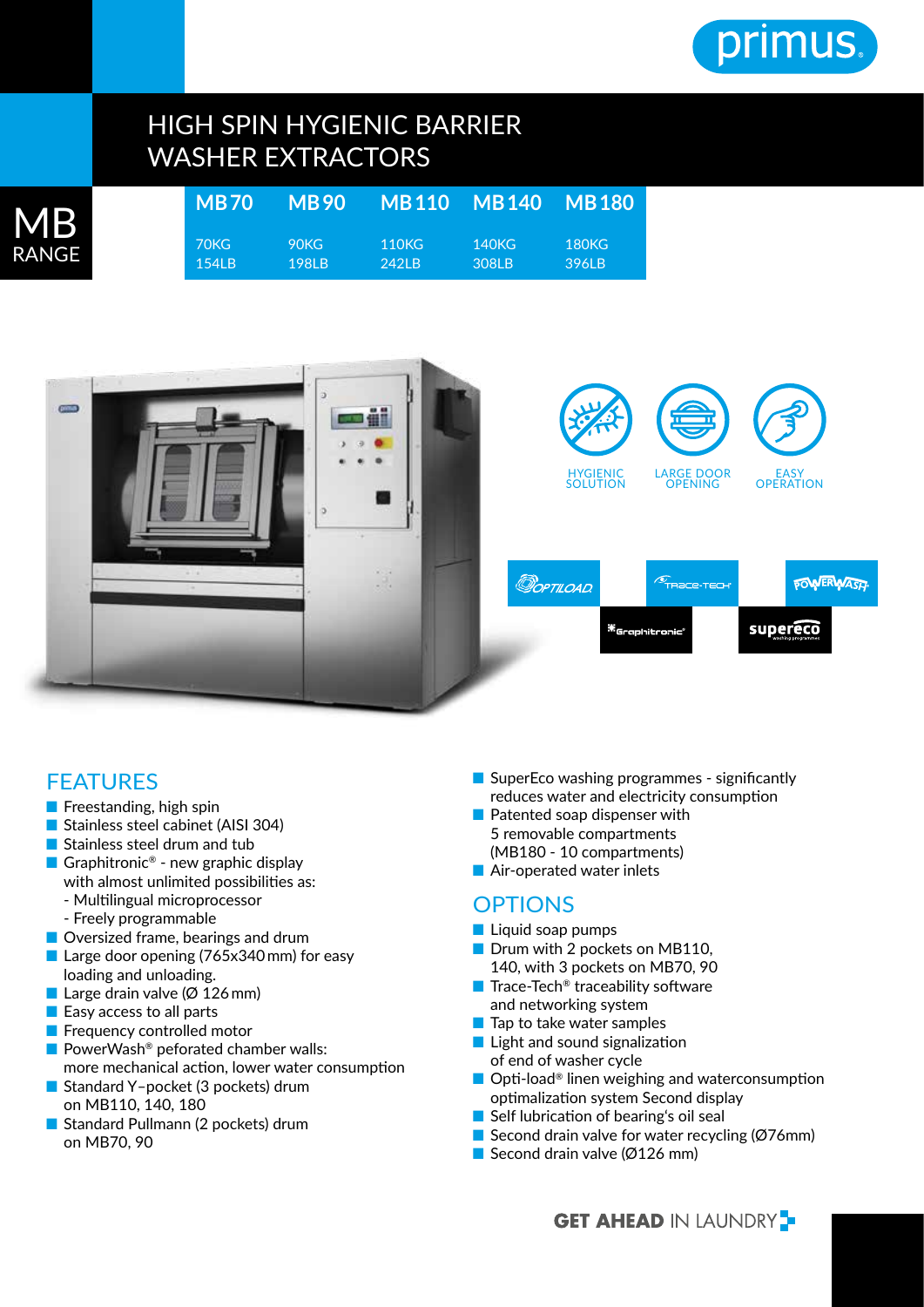primus

# HIGH SPIN HYGIENIC BARRIER WASHER EXTRACTORS

**MB RANGE**

| MB70 | MB90 | MB110 | MB140 | MB180 |
|---|---|---|---|---|
| 70KG 154LB | 90KG 198LB | 110KG 242LB | 140KG 308LB | 180KG 396LB |

HYGIENIC SOLUTION | LARGE DOOR OPENING | EASY OPERATION

OPTILOAD | TRACE-TECH | POWERWASH | Graphitronic | supereco

## FEATURES

- Freestanding, high spin
- Stainless steel cabinet (AISI 304)
- Stainless steel drum and tub
- Graphitronic® - new graphic display with almost unlimited possibilities as:
  - Multilingual microprocessor
  - Freely programmable
- Oversized frame, bearings and drum
- Large door opening (765x340 mm) for easy loading and unloading.
- Large drain valve (Ø 126 mm)
- Easy access to all parts
- Frequency controlled motor
- PowerWash® peforated chamber walls: more mechanical action, lower water consumption
- Standard Y–pocket (3 pockets) drum on MB110, 140, 180
- Standard Pullmann (2 pockets) drum on MB70, 90
- SuperEco washing programmes - significantly reduces water and electricity consumption
- Patented soap dispenser with 5 removable compartments (MB180 - 10 compartments)
- Air-operated water inlets

## OPTIONS

- Liquid soap pumps
- Drum with 2 pockets on MB110, 140, with 3 pockets on MB70, 90
- Trace-Tech® traceability software and networking system
- Tap to take water samples
- Light and sound signalization of end of washer cycle
- Opti-load® linen weighing and waterconsumption optimalization system Second display
- Self lubrication of bearing's oil seal
- Second drain valve for water recycling (Ø76mm)
- Second drain valve (Ø126 mm)

**GET AHEAD** IN LAUNDRY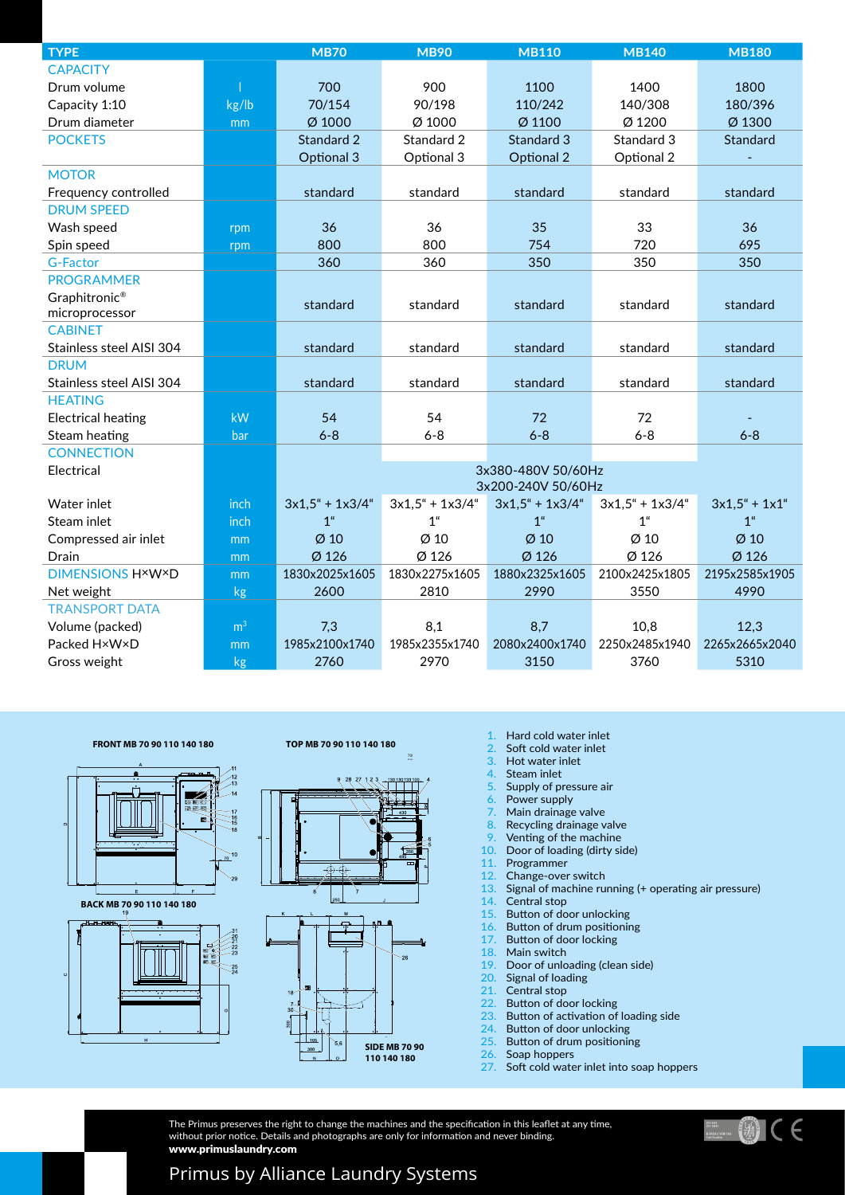| TYPE | | MB70 | MB90 | MB110 | MB140 | MB180 |
|---|---|---|---|---|---|---|
| CAPACITY | | | | | | |
| Drum volume | l | 700 | 900 | 1100 | 1400 | 1800 |
| Capacity 1:10 | kg/lb | 70/154 | 90/198 | 110/242 | 140/308 | 180/396 |
| Drum diameter | mm | Ø 1000 | Ø 1000 | Ø 1100 | Ø 1200 | Ø 1300 |
| POCKETS | | Standard 2<br>Optional 3 | Standard 2<br>Optional 3 | Standard 3<br>Optional 2 | Standard 3<br>Optional 2 | Standard<br>- |
| MOTOR | | | | | | |
| Frequency controlled | | standard | standard | standard | standard | standard |
| DRUM SPEED | | | | | | |
| Wash speed | rpm | 36 | 36 | 35 | 33 | 36 |
| Spin speed | rpm | 800 | 800 | 754 | 720 | 695 |
| G-Factor | | 360 | 360 | 350 | 350 | 350 |
| PROGRAMMER | | | | | | |
| Graphitronic® microprocessor | | standard | standard | standard | standard | standard |
| CABINET | | | | | | |
| Stainless steel AISI 304 | | standard | standard | standard | standard | standard |
| DRUM | | | | | | |
| Stainless steel AISI 304 | | standard | standard | standard | standard | standard |
| HEATING | | | | | | |
| Electrical heating | kW | 54 | 54 | 72 | 72 | - |
| Steam heating | bar | 6-8 | 6-8 | 6-8 | 6-8 | 6-8 |
| CONNECTION | | | | | | |
| Electrical | | 3x380-480V 50/60Hz<br>3x200-240V 50/60Hz | | | | |
| Water inlet | inch | 3x1,5“ + 1x3/4“ | 3x1,5“ + 1x3/4“ | 3x1,5“ + 1x3/4“ | 3x1,5“ + 1x3/4“ | 3x1,5“ + 1x1“ |
| Steam inlet | inch | 1“ | 1“ | 1“ | 1“ | 1“ |
| Compressed air inlet | mm | Ø 10 | Ø 10 | Ø 10 | Ø 10 | Ø 10 |
| Drain | mm | Ø 126 | Ø 126 | Ø 126 | Ø 126 | Ø 126 |
| DIMENSIONS H×W×D | mm | 1830x2025x1605 | 1830x2275x1605 | 1880x2325x1605 | 2100x2425x1805 | 2195x2585x1905 |
| Net weight | kg | 2600 | 2810 | 2990 | 3550 | 4990 |
| TRANSPORT DATA | | | | | | |
| Volume (packed) | $m^3$ | 7,3 | 8,1 | 8,7 | 10,8 | 12,3 |
| Packed H×W×D | mm | 1985x2100x1740 | 1985x2355x1740 | 2080x2400x1740 | 2250x2485x1940 | 2265x2665x2040 |
| Gross weight | kg | 2760 | 2970 | 3150 | 3760 | 5310 |

FRONT MB 70 90 110 140 180

TOP MB 70 90 110 140 180

BACK MB 70 90 110 140 180

SIDE MB 70 90 110 140 180

1. Hard cold water inlet
2. Soft cold water inlet
3. Hot water inlet
4. Steam inlet
5. Supply of pressure air
6. Power supply
7. Main drainage valve
8. Recycling drainage valve
9. Venting of the machine
10. Door of loading (dirty side)
11. Programmer
12. Change-over switch
13. Signal of machine running (+ operating air pressure)
14. Central stop
15. Button of door unlocking
16. Button of drum positioning
17. Button of door locking
18. Main switch
19. Door of unloading (clean side)
20. Signal of loading
21. Central stop
22. Button of door locking
23. Button of activation of loading side
24. Button of door unlocking
25. Button of drum positioning
26. Soap hoppers
27. Soft cold water inlet into soap hoppers

The Primus preserves the right to change the machines and the specification in this leaflet at any time, without prior notice. Details and photographs are only for information and never binding.
**www.primuslaundry.com**

Primus by Alliance Laundry Systems